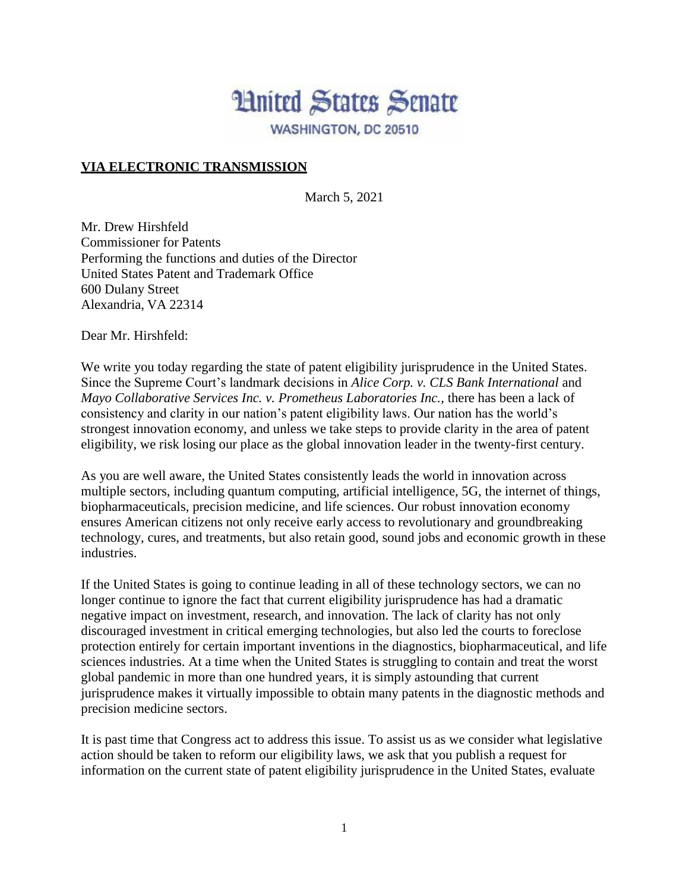# United States Senate

WASHINGTON, DC 20510

**VIA ELECTRONIC TRANSMISSION**

March 5, 2021

Mr. Drew Hirshfeld
Commissioner for Patents
Performing the functions and duties of the Director
United States Patent and Trademark Office
600 Dulany Street
Alexandria, VA 22314

Dear Mr. Hirshfeld:

We write you today regarding the state of patent eligibility jurisprudence in the United States. Since the Supreme Court's landmark decisions in *Alice Corp. v. CLS Bank International* and *Mayo Collaborative Services Inc. v. Prometheus Laboratories Inc.*, there has been a lack of consistency and clarity in our nation's patent eligibility laws. Our nation has the world's strongest innovation economy, and unless we take steps to provide clarity in the area of patent eligibility, we risk losing our place as the global innovation leader in the twenty-first century.

As you are well aware, the United States consistently leads the world in innovation across multiple sectors, including quantum computing, artificial intelligence, 5G, the internet of things, biopharmaceuticals, precision medicine, and life sciences. Our robust innovation economy ensures American citizens not only receive early access to revolutionary and groundbreaking technology, cures, and treatments, but also retain good, sound jobs and economic growth in these industries.

If the United States is going to continue leading in all of these technology sectors, we can no longer continue to ignore the fact that current eligibility jurisprudence has had a dramatic negative impact on investment, research, and innovation. The lack of clarity has not only discouraged investment in critical emerging technologies, but also led the courts to foreclose protection entirely for certain important inventions in the diagnostics, biopharmaceutical, and life sciences industries. At a time when the United States is struggling to contain and treat the worst global pandemic in more than one hundred years, it is simply astounding that current jurisprudence makes it virtually impossible to obtain many patents in the diagnostic methods and precision medicine sectors.

It is past time that Congress act to address this issue. To assist us as we consider what legislative action should be taken to reform our eligibility laws, we ask that you publish a request for information on the current state of patent eligibility jurisprudence in the United States, evaluate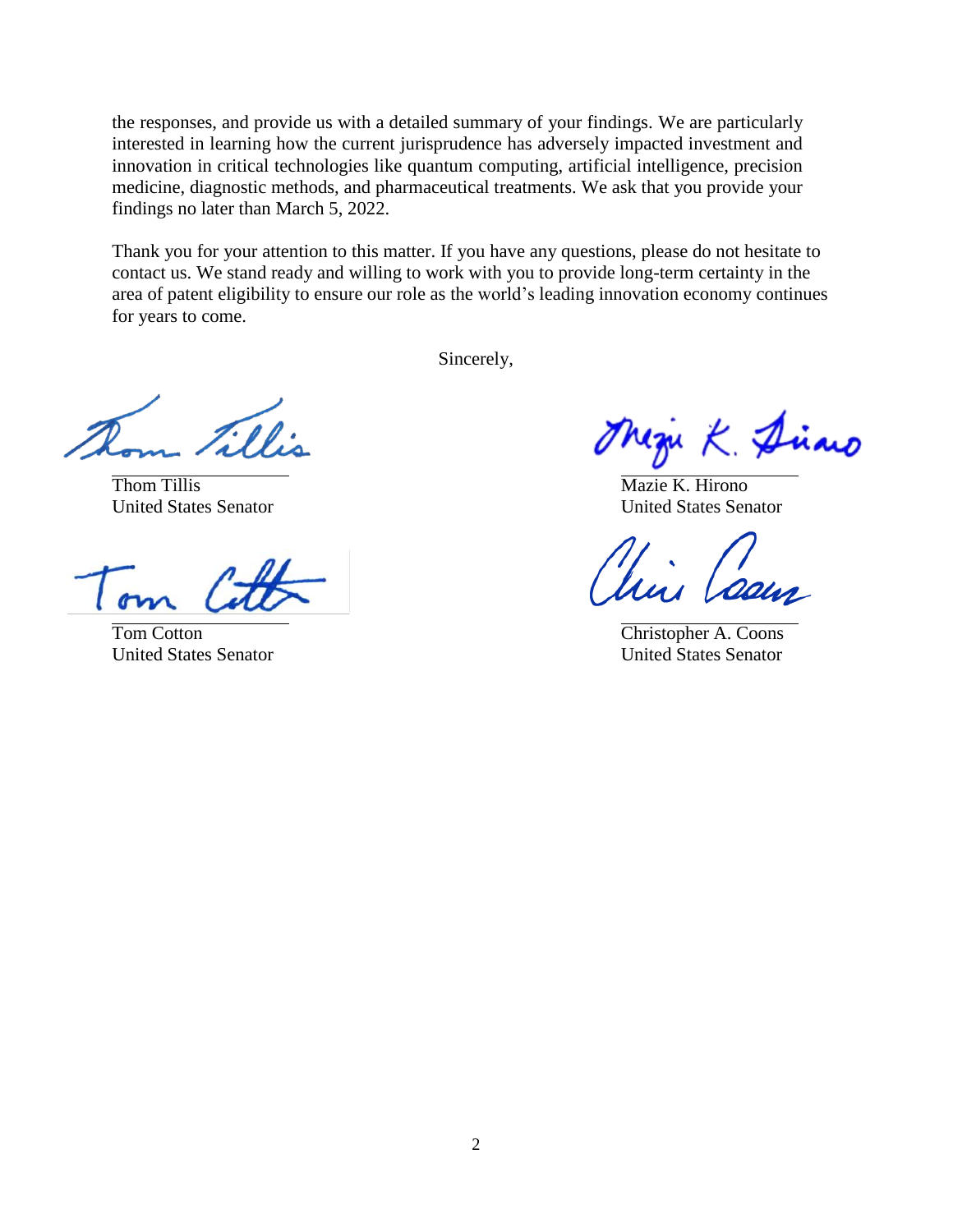the responses, and provide us with a detailed summary of your findings. We are particularly interested in learning how the current jurisprudence has adversely impacted investment and innovation in critical technologies like quantum computing, artificial intelligence, precision medicine, diagnostic methods, and pharmaceutical treatments. We ask that you provide your findings no later than March 5, 2022.

Thank you for your attention to this matter. If you have any questions, please do not hesitate to contact us. We stand ready and willing to work with you to provide long-term certainty in the area of patent eligibility to ensure our role as the world's leading innovation economy continues for years to come.

Sincerely,

Thom Tillis
United States Senator

Mazie K. Hirono
United States Senator

Tom Cotton
United States Senator

Christopher A. Coons
United States Senator